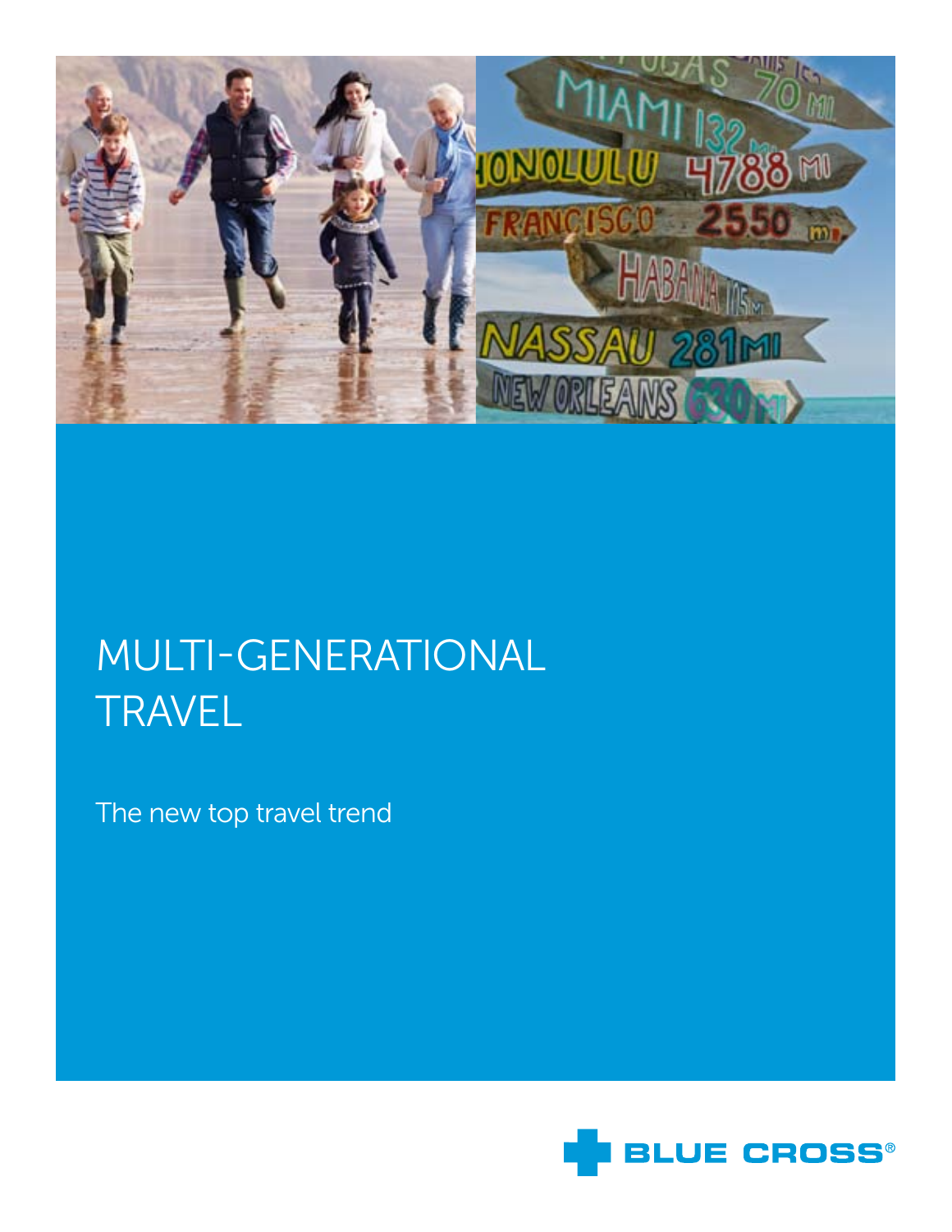# MULTI-GENERATIONAL TRAVEL

The new top travel trend

BLUE CROSS®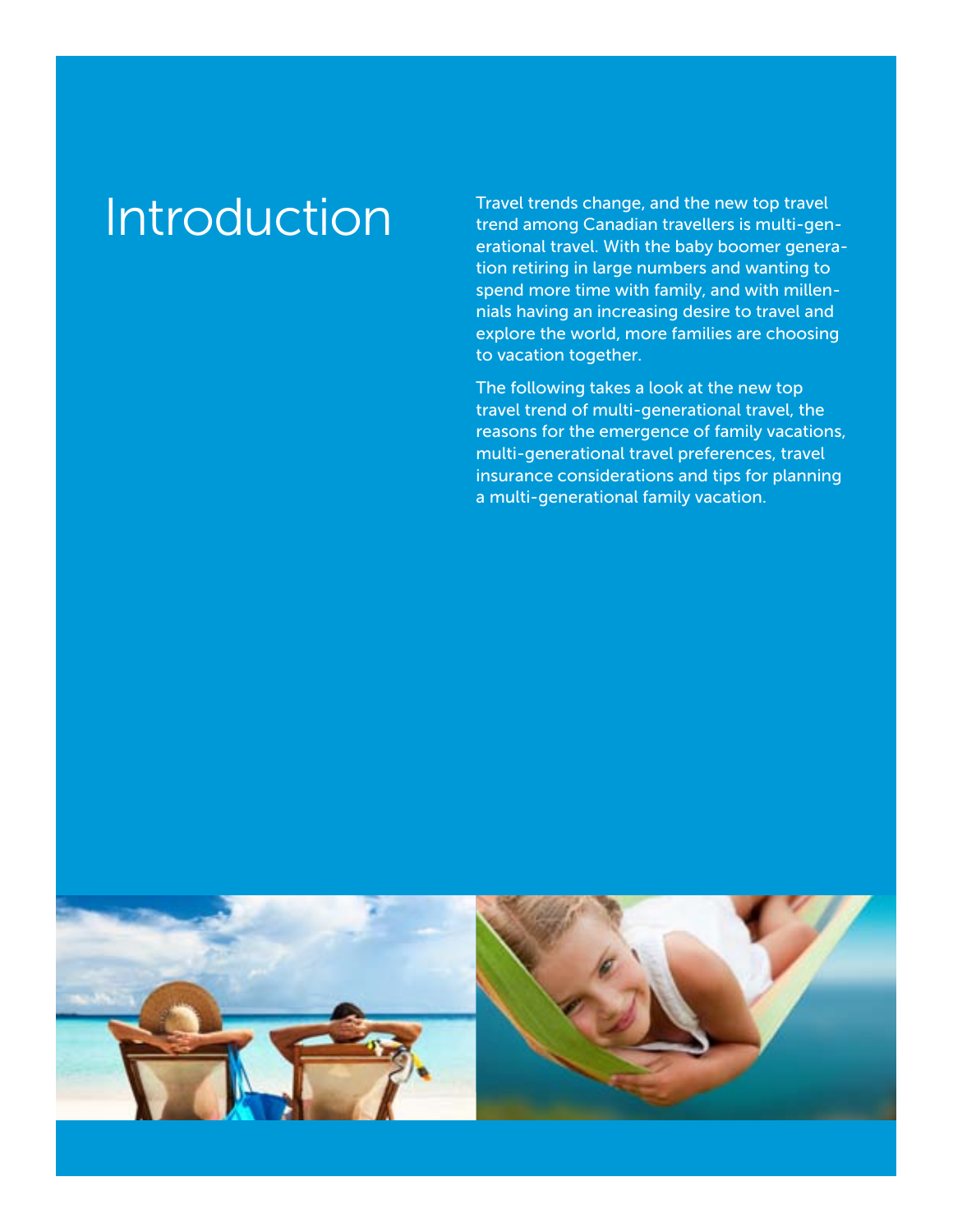# Introduction

Travel trends change, and the new top travel trend among Canadian travellers is multi-generational travel. With the baby boomer generation retiring in large numbers and wanting to spend more time with family, and with millennials having an increasing desire to travel and explore the world, more families are choosing to vacation together.

The following takes a look at the new top travel trend of multi-generational travel, the reasons for the emergence of family vacations, multi-generational travel preferences, travel insurance considerations and tips for planning a multi-generational family vacation.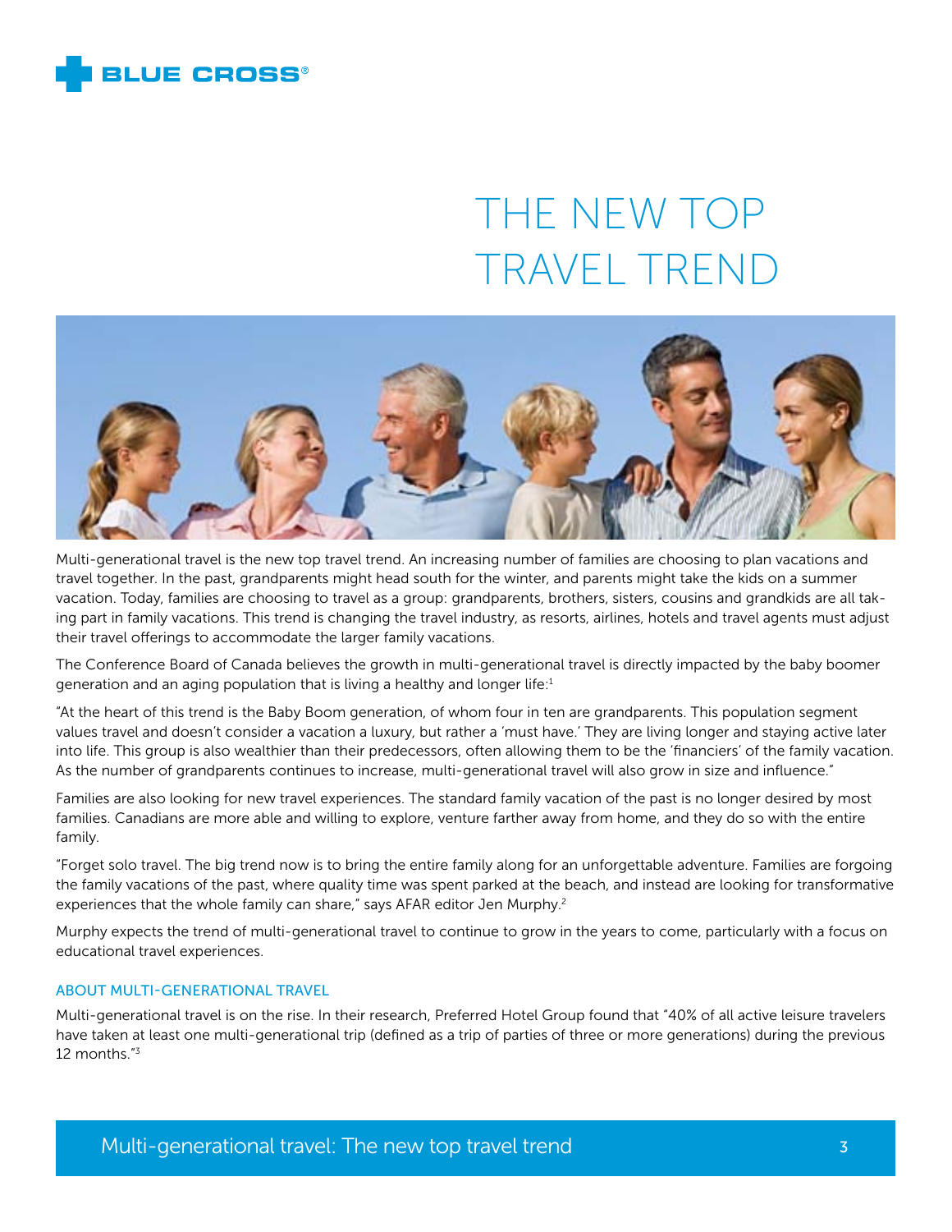# THE NEW TOP TRAVEL TREND

Multi-generational travel is the new top travel trend. An increasing number of families are choosing to plan vacations and travel together. In the past, grandparents might head south for the winter, and parents might take the kids on a summer vacation. Today, families are choosing to travel as a group: grandparents, brothers, sisters, cousins and grandkids are all taking part in family vacations. This trend is changing the travel industry, as resorts, airlines, hotels and travel agents must adjust their travel offerings to accommodate the larger family vacations.

The Conference Board of Canada believes the growth in multi-generational travel is directly impacted by the baby boomer generation and an aging population that is living a healthy and longer life:[1]

"At the heart of this trend is the Baby Boom generation, of whom four in ten are grandparents. This population segment values travel and doesn't consider a vacation a luxury, but rather a 'must have.' They are living longer and staying active later into life. This group is also wealthier than their predecessors, often allowing them to be the 'financiers' of the family vacation. As the number of grandparents continues to increase, multi-generational travel will also grow in size and influence."

Families are also looking for new travel experiences. The standard family vacation of the past is no longer desired by most families. Canadians are more able and willing to explore, venture farther away from home, and they do so with the entire family.

"Forget solo travel. The big trend now is to bring the entire family along for an unforgettable adventure. Families are forgoing the family vacations of the past, where quality time was spent parked at the beach, and instead are looking for transformative experiences that the whole family can share," says AFAR editor Jen Murphy.[2]

Murphy expects the trend of multi-generational travel to continue to grow in the years to come, particularly with a focus on educational travel experiences.

## ABOUT MULTI-GENERATIONAL TRAVEL

Multi-generational travel is on the rise. In their research, Preferred Hotel Group found that "40% of all active leisure travelers have taken at least one multi-generational trip (defined as a trip of parties of three or more generations) during the previous 12 months."[3]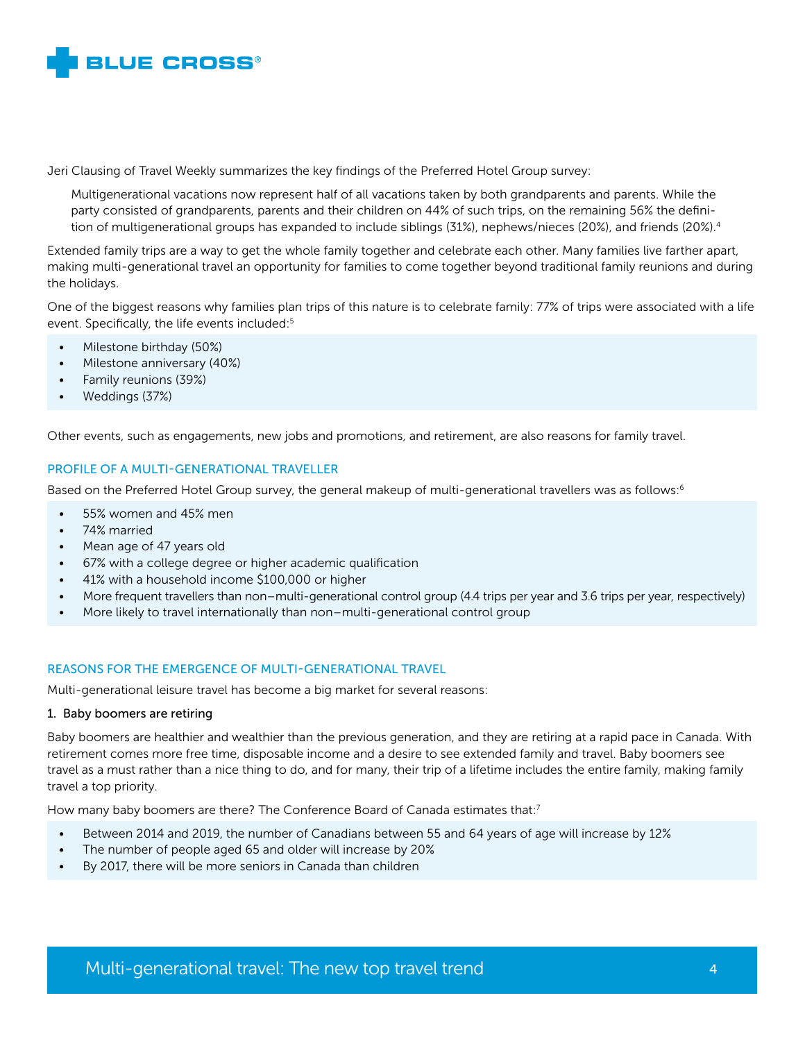Jeri Clausing of Travel Weekly summarizes the key findings of the Preferred Hotel Group survey:

> Multigenerational vacations now represent half of all vacations taken by both grandparents and parents. While the party consisted of grandparents, parents and their children on 44% of such trips, on the remaining 56% the definition of multigenerational groups has expanded to include siblings (31%), nephews/nieces (20%), and friends (20%).[4]

Extended family trips are a way to get the whole family together and celebrate each other. Many families live farther apart, making multi-generational travel an opportunity for families to come together beyond traditional family reunions and during the holidays.

One of the biggest reasons why families plan trips of this nature is to celebrate family: 77% of trips were associated with a life event. Specifically, the life events included:[5]

- Milestone birthday (50%)
- Milestone anniversary (40%)
- Family reunions (39%)
- Weddings (37%)

Other events, such as engagements, new jobs and promotions, and retirement, are also reasons for family travel.

## PROFILE OF A MULTI-GENERATIONAL TRAVELLER

Based on the Preferred Hotel Group survey, the general makeup of multi-generational travellers was as follows:[6]

- 55% women and 45% men
- 74% married
- Mean age of 47 years old
- 67% with a college degree or higher academic qualification
- 41% with a household income $100,000 or higher
- More frequent travellers than non–multi-generational control group (4.4 trips per year and 3.6 trips per year, respectively)
- More likely to travel internationally than non–multi-generational control group

## REASONS FOR THE EMERGENCE OF MULTI-GENERATIONAL TRAVEL

Multi-generational leisure travel has become a big market for several reasons:

### 1. Baby boomers are retiring

Baby boomers are healthier and wealthier than the previous generation, and they are retiring at a rapid pace in Canada. With retirement comes more free time, disposable income and a desire to see extended family and travel. Baby boomers see travel as a must rather than a nice thing to do, and for many, their trip of a lifetime includes the entire family, making family travel a top priority.

How many baby boomers are there? The Conference Board of Canada estimates that:[7]

- Between 2014 and 2019, the number of Canadians between 55 and 64 years of age will increase by 12%
- The number of people aged 65 and older will increase by 20%
- By 2017, there will be more seniors in Canada than children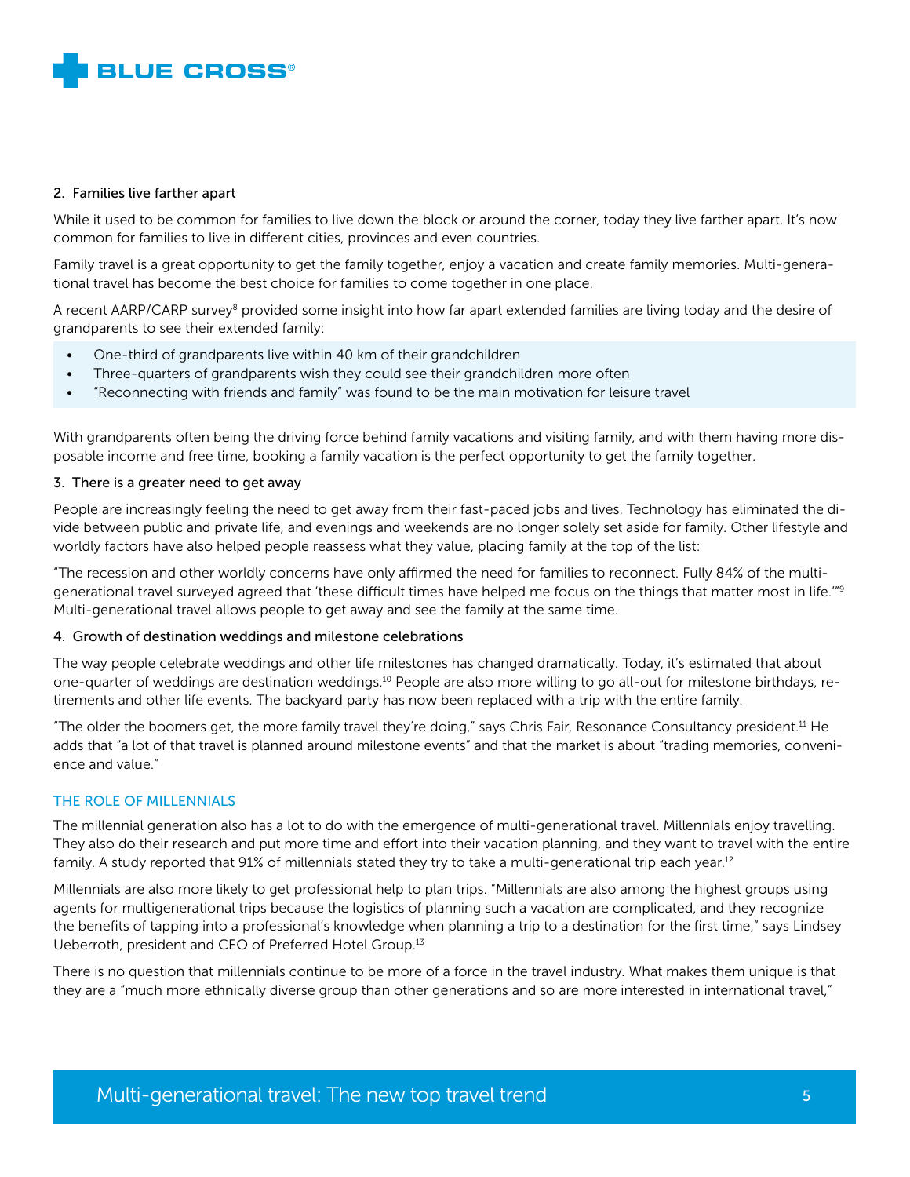### 2. Families live farther apart

While it used to be common for families to live down the block or around the corner, today they live farther apart. It's now common for families to live in different cities, provinces and even countries.

Family travel is a great opportunity to get the family together, enjoy a vacation and create family memories. Multi-generational travel has become the best choice for families to come together in one place.

A recent AARP/CARP survey[8] provided some insight into how far apart extended families are living today and the desire of grandparents to see their extended family:

- One-third of grandparents live within 40 km of their grandchildren
- Three-quarters of grandparents wish they could see their grandchildren more often
- "Reconnecting with friends and family" was found to be the main motivation for leisure travel

With grandparents often being the driving force behind family vacations and visiting family, and with them having more disposable income and free time, booking a family vacation is the perfect opportunity to get the family together.

### 3. There is a greater need to get away

People are increasingly feeling the need to get away from their fast-paced jobs and lives. Technology has eliminated the divide between public and private life, and evenings and weekends are no longer solely set aside for family. Other lifestyle and worldly factors have also helped people reassess what they value, placing family at the top of the list:

"The recession and other worldly concerns have only affirmed the need for families to reconnect. Fully 84% of the multi-generational travel surveyed agreed that 'these difficult times have helped me focus on the things that matter most in life.'"[9] Multi-generational travel allows people to get away and see the family at the same time.

### 4. Growth of destination weddings and milestone celebrations

The way people celebrate weddings and other life milestones has changed dramatically. Today, it's estimated that about one-quarter of weddings are destination weddings.[10] People are also more willing to go all-out for milestone birthdays, retirements and other life events. The backyard party has now been replaced with a trip with the entire family.

"The older the boomers get, the more family travel they're doing," says Chris Fair, Resonance Consultancy president.[11] He adds that "a lot of that travel is planned around milestone events" and that the market is about "trading memories, convenience and value."

## THE ROLE OF MILLENNIALS

The millennial generation also has a lot to do with the emergence of multi-generational travel. Millennials enjoy travelling. They also do their research and put more time and effort into their vacation planning, and they want to travel with the entire family. A study reported that 91% of millennials stated they try to take a multi-generational trip each year.[12]

Millennials are also more likely to get professional help to plan trips. "Millennials are also among the highest groups using agents for multigenerational trips because the logistics of planning such a vacation are complicated, and they recognize the benefits of tapping into a professional's knowledge when planning a trip to a destination for the first time," says Lindsey Ueberroth, president and CEO of Preferred Hotel Group.[13]

There is no question that millennials continue to be more of a force in the travel industry. What makes them unique is that they are a "much more ethnically diverse group than other generations and so are more interested in international travel,"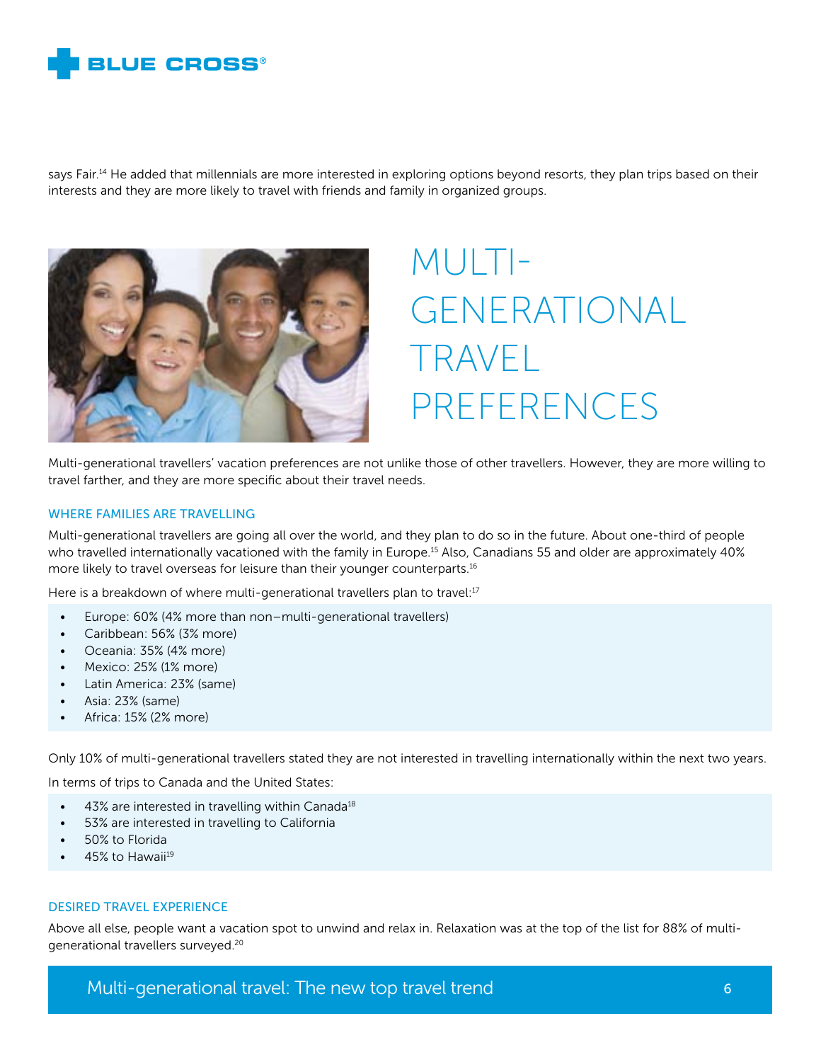says Fair.[14] He added that millennials are more interested in exploring options beyond resorts, they plan trips based on their interests and they are more likely to travel with friends and family in organized groups.

# MULTI-GENERATIONAL TRAVEL PREFERENCES

Multi-generational travellers' vacation preferences are not unlike those of other travellers. However, they are more willing to travel farther, and they are more specific about their travel needs.

### WHERE FAMILIES ARE TRAVELLING

Multi-generational travellers are going all over the world, and they plan to do so in the future. About one-third of people who travelled internationally vacationed with the family in Europe.[15] Also, Canadians 55 and older are approximately 40% more likely to travel overseas for leisure than their younger counterparts.[16]

Here is a breakdown of where multi-generational travellers plan to travel:[17]

- Europe: 60% (4% more than non–multi-generational travellers)
- Caribbean: 56% (3% more)
- Oceania: 35% (4% more)
- Mexico: 25% (1% more)
- Latin America: 23% (same)
- Asia: 23% (same)
- Africa: 15% (2% more)

Only 10% of multi-generational travellers stated they are not interested in travelling internationally within the next two years.

In terms of trips to Canada and the United States:

- 43% are interested in travelling within Canada[18]
- 53% are interested in travelling to California
- 50% to Florida
- 45% to Hawaii[19]

### DESIRED TRAVEL EXPERIENCE

Above all else, people want a vacation spot to unwind and relax in. Relaxation was at the top of the list for 88% of multi-generational travellers surveyed.[20]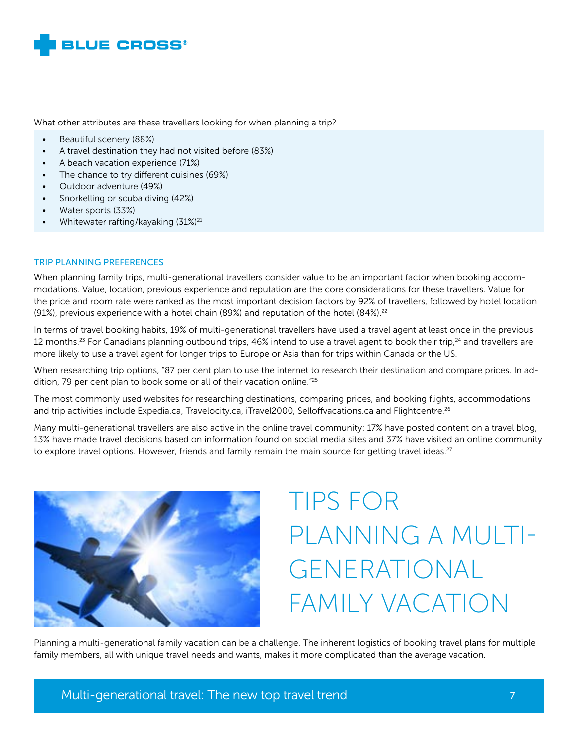What other attributes are these travellers looking for when planning a trip?

- Beautiful scenery (88%)
- A travel destination they had not visited before (83%)
- A beach vacation experience (71%)
- The chance to try different cuisines (69%)
- Outdoor adventure (49%)
- Snorkelling or scuba diving (42%)
- Water sports (33%)
- Whitewater rafting/kayaking (31%)[21]

### TRIP PLANNING PREFERENCES

When planning family trips, multi-generational travellers consider value to be an important factor when booking accommodations. Value, location, previous experience and reputation are the core considerations for these travellers. Value for the price and room rate were ranked as the most important decision factors by 92% of travellers, followed by hotel location (91%), previous experience with a hotel chain (89%) and reputation of the hotel (84%).[22]

In terms of travel booking habits, 19% of multi-generational travellers have used a travel agent at least once in the previous 12 months.[23] For Canadians planning outbound trips, 46% intend to use a travel agent to book their trip,[24] and travellers are more likely to use a travel agent for longer trips to Europe or Asia than for trips within Canada or the US.

When researching trip options, "87 per cent plan to use the internet to research their destination and compare prices. In addition, 79 per cent plan to book some or all of their vacation online."[25]

The most commonly used websites for researching destinations, comparing prices, and booking flights, accommodations and trip activities include Expedia.ca, Travelocity.ca, iTravel2000, Selloffvacations.ca and Flightcentre.[26]

Many multi-generational travellers are also active in the online travel community: 17% have posted content on a travel blog, 13% have made travel decisions based on information found on social media sites and 37% have visited an online community to explore travel options. However, friends and family remain the main source for getting travel ideas.[27]

## TIPS FOR PLANNING A MULTI-GENERATIONAL FAMILY VACATION

Planning a multi-generational family vacation can be a challenge. The inherent logistics of booking travel plans for multiple family members, all with unique travel needs and wants, makes it more complicated than the average vacation.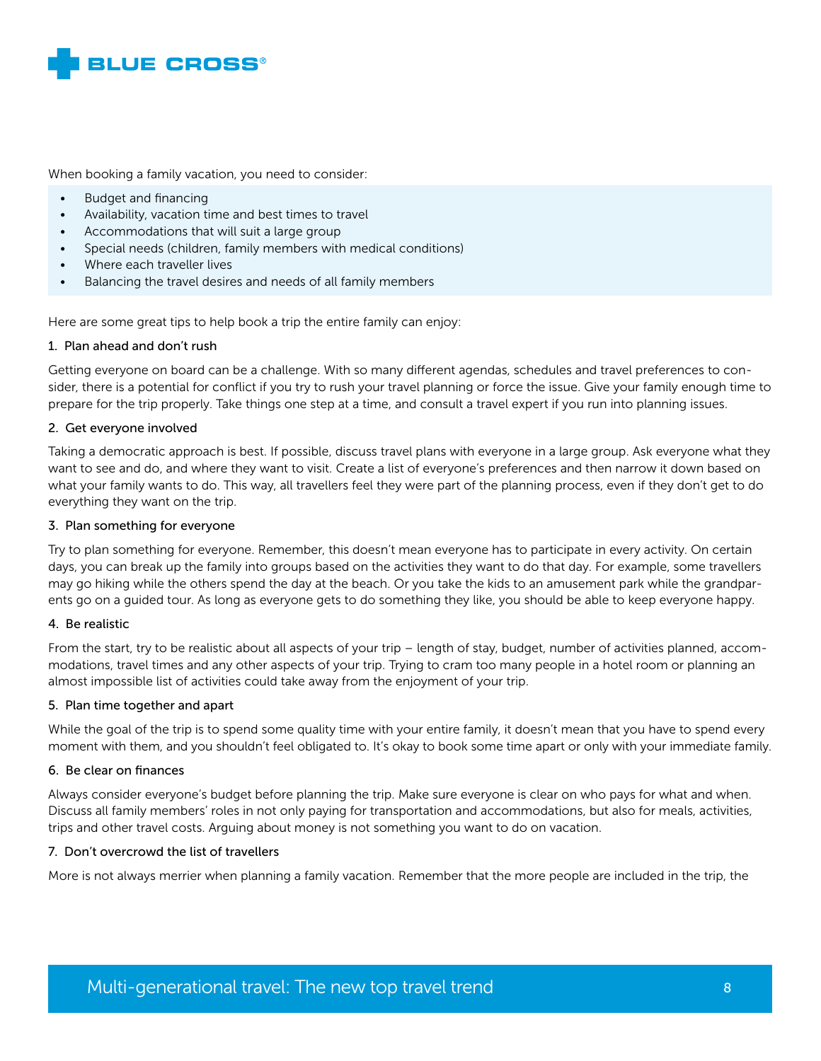When booking a family vacation, you need to consider:

- Budget and financing
- Availability, vacation time and best times to travel
- Accommodations that will suit a large group
- Special needs (children, family members with medical conditions)
- Where each traveller lives
- Balancing the travel desires and needs of all family members

Here are some great tips to help book a trip the entire family can enjoy:

### 1. Plan ahead and don't rush

Getting everyone on board can be a challenge. With so many different agendas, schedules and travel preferences to consider, there is a potential for conflict if you try to rush your travel planning or force the issue. Give your family enough time to prepare for the trip properly. Take things one step at a time, and consult a travel expert if you run into planning issues.

### 2. Get everyone involved

Taking a democratic approach is best. If possible, discuss travel plans with everyone in a large group. Ask everyone what they want to see and do, and where they want to visit. Create a list of everyone's preferences and then narrow it down based on what your family wants to do. This way, all travellers feel they were part of the planning process, even if they don't get to do everything they want on the trip.

### 3. Plan something for everyone

Try to plan something for everyone. Remember, this doesn't mean everyone has to participate in every activity. On certain days, you can break up the family into groups based on the activities they want to do that day. For example, some travellers may go hiking while the others spend the day at the beach. Or you take the kids to an amusement park while the grandparents go on a guided tour. As long as everyone gets to do something they like, you should be able to keep everyone happy.

### 4. Be realistic

From the start, try to be realistic about all aspects of your trip – length of stay, budget, number of activities planned, accommodations, travel times and any other aspects of your trip. Trying to cram too many people in a hotel room or planning an almost impossible list of activities could take away from the enjoyment of your trip.

### 5. Plan time together and apart

While the goal of the trip is to spend some quality time with your entire family, it doesn't mean that you have to spend every moment with them, and you shouldn't feel obligated to. It's okay to book some time apart or only with your immediate family.

### 6. Be clear on finances

Always consider everyone's budget before planning the trip. Make sure everyone is clear on who pays for what and when. Discuss all family members' roles in not only paying for transportation and accommodations, but also for meals, activities, trips and other travel costs. Arguing about money is not something you want to do on vacation.

### 7. Don't overcrowd the list of travellers

More is not always merrier when planning a family vacation. Remember that the more people are included in the trip, the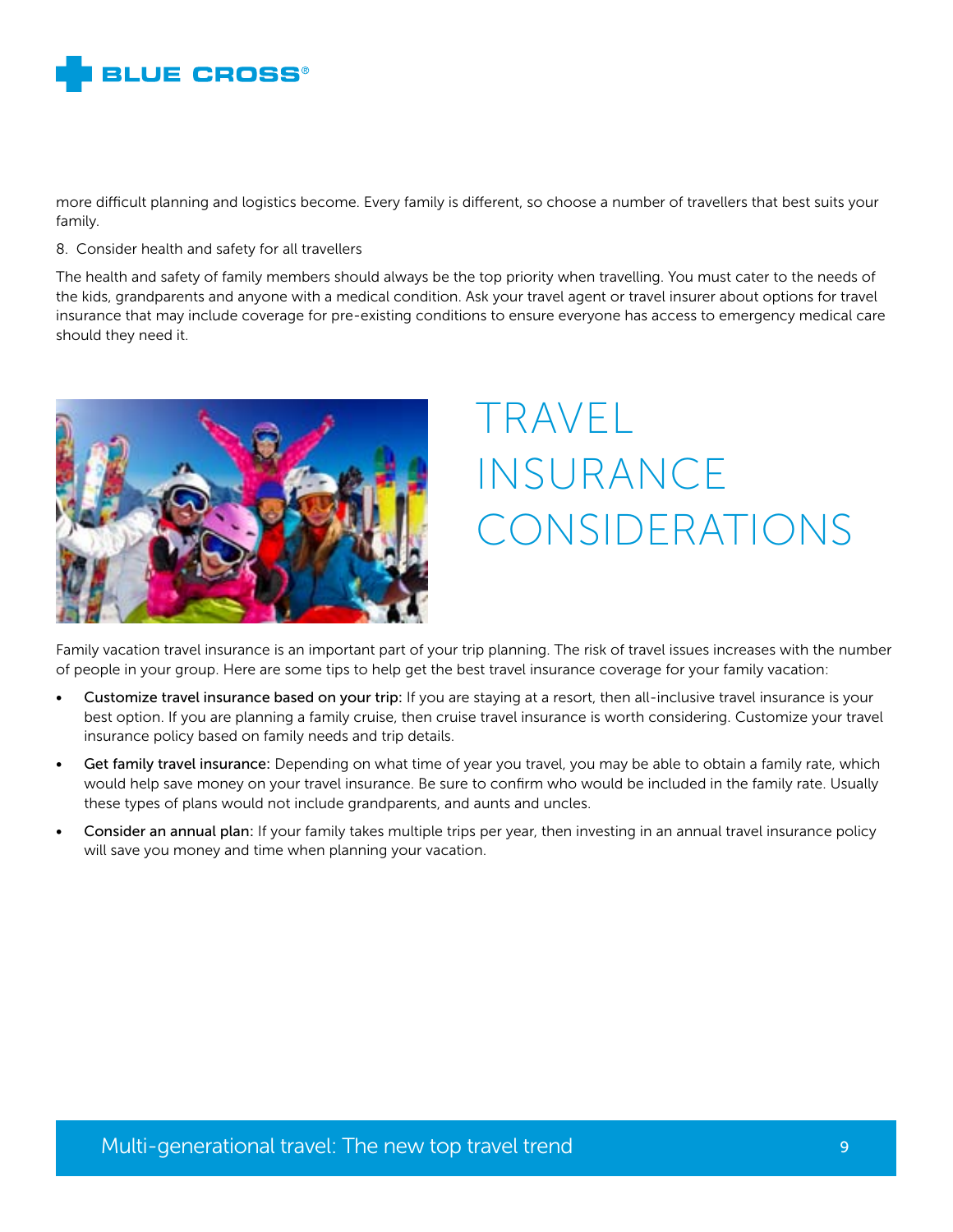more difficult planning and logistics become. Every family is different, so choose a number of travellers that best suits your family.

8. Consider health and safety for all travellers

The health and safety of family members should always be the top priority when travelling. You must cater to the needs of the kids, grandparents and anyone with a medical condition. Ask your travel agent or travel insurer about options for travel insurance that may include coverage for pre-existing conditions to ensure everyone has access to emergency medical care should they need it.

# TRAVEL INSURANCE CONSIDERATIONS

Family vacation travel insurance is an important part of your trip planning. The risk of travel issues increases with the number of people in your group. Here are some tips to help get the best travel insurance coverage for your family vacation:

- **Customize travel insurance based on your trip:** If you are staying at a resort, then all-inclusive travel insurance is your best option. If you are planning a family cruise, then cruise travel insurance is worth considering. Customize your travel insurance policy based on family needs and trip details.
- **Get family travel insurance:** Depending on what time of year you travel, you may be able to obtain a family rate, which would help save money on your travel insurance. Be sure to confirm who would be included in the family rate. Usually these types of plans would not include grandparents, and aunts and uncles.
- **Consider an annual plan:** If your family takes multiple trips per year, then investing in an annual travel insurance policy will save you money and time when planning your vacation.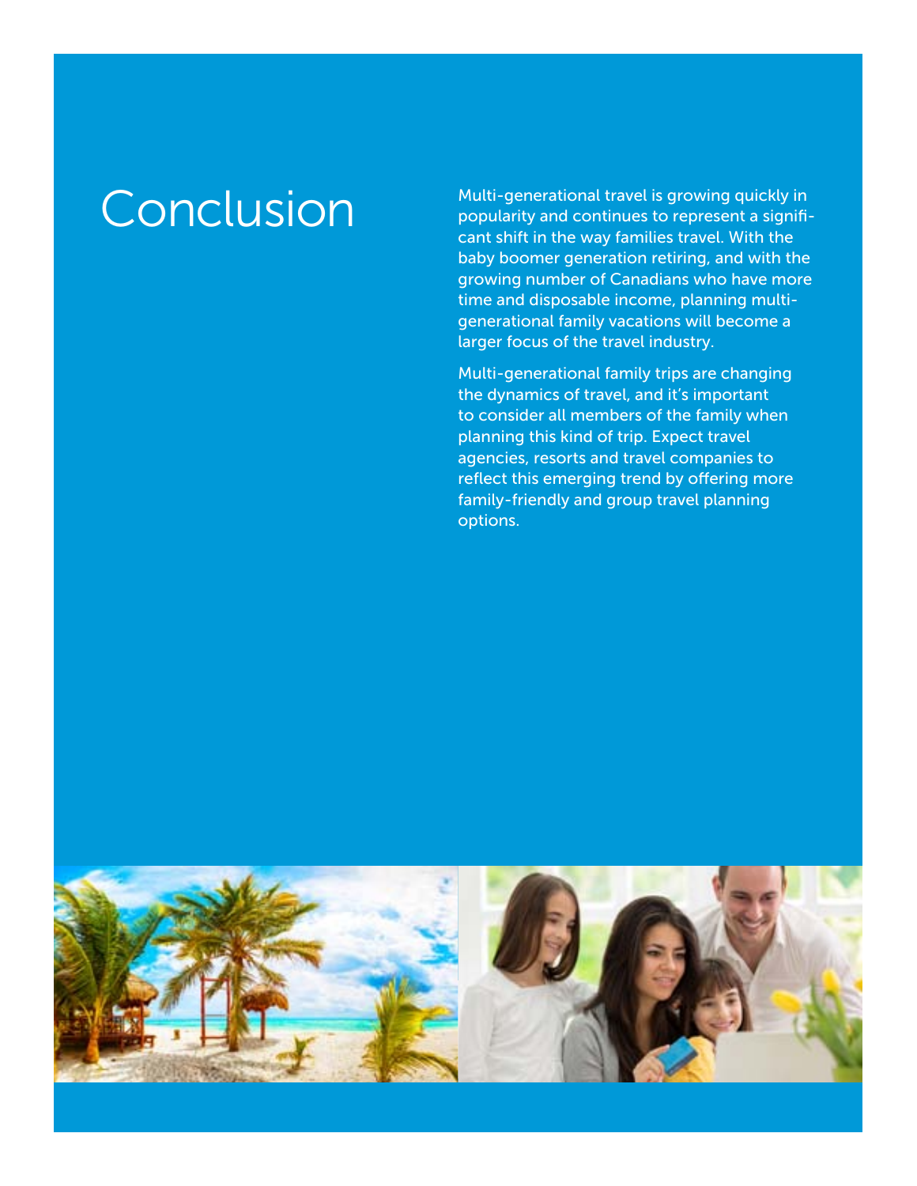# Conclusion

Multi-generational travel is growing quickly in popularity and continues to represent a significant shift in the way families travel. With the baby boomer generation retiring, and with the growing number of Canadians who have more time and disposable income, planning multi-generational family vacations will become a larger focus of the travel industry.

Multi-generational family trips are changing the dynamics of travel, and it's important to consider all members of the family when planning this kind of trip. Expect travel agencies, resorts and travel companies to reflect this emerging trend by offering more family-friendly and group travel planning options.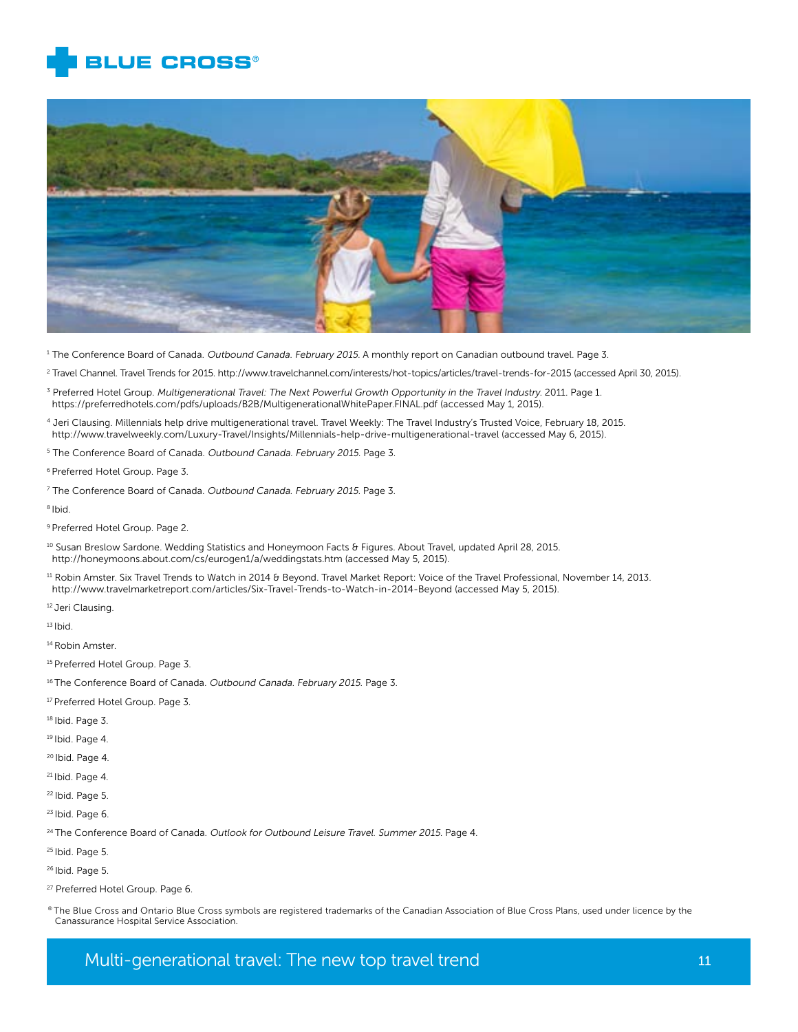[1] The Conference Board of Canada. *Outbound Canada. February 2015.* A monthly report on Canadian outbound travel. Page 3.

[2] Travel Channel. Travel Trends for 2015. http://www.travelchannel.com/interests/hot-topics/articles/travel-trends-for-2015 (accessed April 30, 2015).

[3] Preferred Hotel Group. *Multigenerational Travel: The Next Powerful Growth Opportunity in the Travel Industry.* 2011. Page 1. https://preferredhotels.com/pdfs/uploads/B2B/MultigenerationalWhitePaper.FINAL.pdf (accessed May 1, 2015).

[4] Jeri Clausing. Millennials help drive multigenerational travel. Travel Weekly: The Travel Industry's Trusted Voice, February 18, 2015. http://www.travelweekly.com/Luxury-Travel/Insights/Millennials-help-drive-multigenerational-travel (accessed May 6, 2015).

[5] The Conference Board of Canada. *Outbound Canada. February 2015.* Page 3.

[6] Preferred Hotel Group. Page 3.

[7] The Conference Board of Canada. *Outbound Canada. February 2015.* Page 3.

[8] Ibid.

[9] Preferred Hotel Group. Page 2.

[10] Susan Breslow Sardone. Wedding Statistics and Honeymoon Facts & Figures. About Travel, updated April 28, 2015. http://honeymoons.about.com/cs/eurogen1/a/weddingstats.htm (accessed May 5, 2015).

[11] Robin Amster. Six Travel Trends to Watch in 2014 & Beyond. Travel Market Report: Voice of the Travel Professional, November 14, 2013. http://www.travelmarketreport.com/articles/Six-Travel-Trends-to-Watch-in-2014-Beyond (accessed May 5, 2015).

[12] Jeri Clausing.

[13] Ibid.

[14] Robin Amster.

[15] Preferred Hotel Group. Page 3.

[16] The Conference Board of Canada. *Outbound Canada. February 2015.* Page 3.

[17] Preferred Hotel Group. Page 3.

[18] Ibid. Page 3.

[19] Ibid. Page 4.

[20] Ibid. Page 4.

[21] Ibid. Page 4.

[22] Ibid. Page 5.

[23] Ibid. Page 6.

[24] The Conference Board of Canada. *Outlook for Outbound Leisure Travel. Summer 2015.* Page 4.

[25] Ibid. Page 5.

[26] Ibid. Page 5.

[27] Preferred Hotel Group. Page 6.

® The Blue Cross and Ontario Blue Cross symbols are registered trademarks of the Canadian Association of Blue Cross Plans, used under licence by the Canassurance Hospital Service Association.